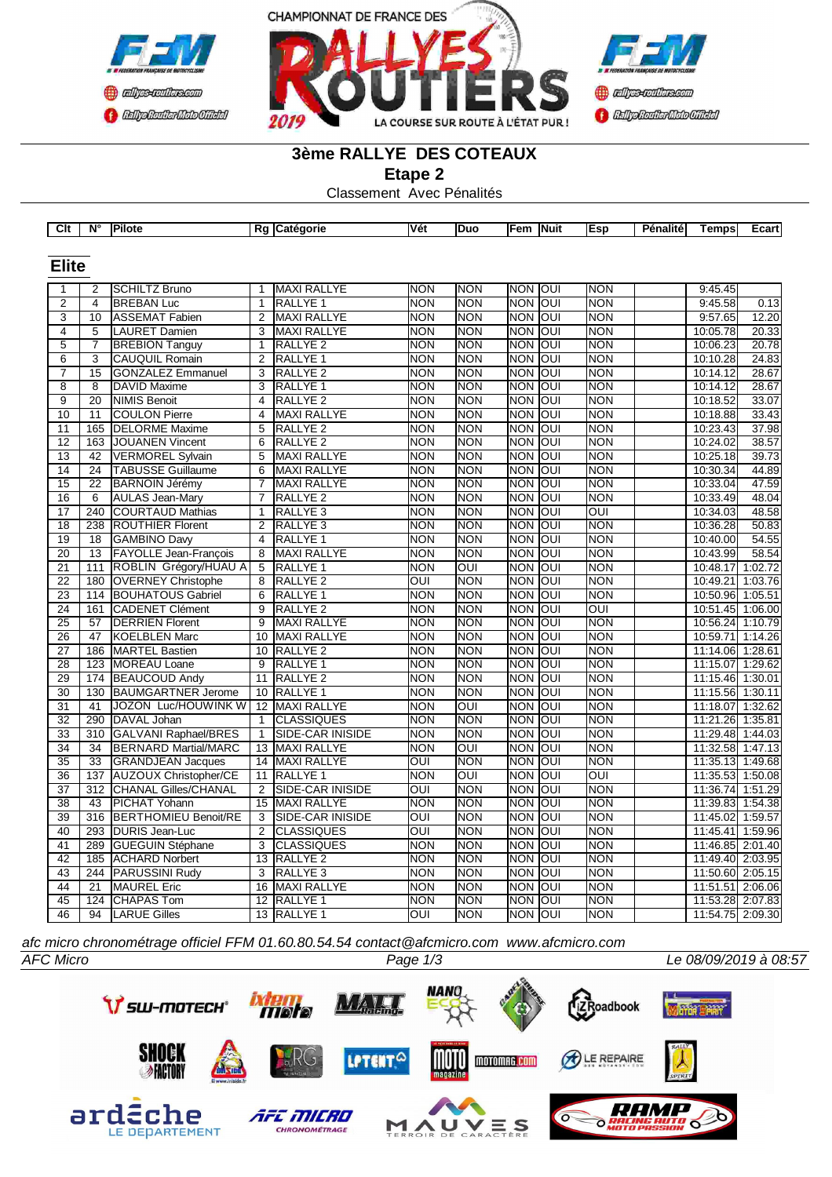CHAMPIONNAT DE FRANCE DES RALLYES ROUTIERS 2019

LA COURSE SUR ROUTE À L'ÉTAT PUR !

# 3ème RALLYE DES COTEAUX

## Etape 2

Classement Avec Pénalités

### Elite

| Clt | N° | Pilote | Rg | Catégorie | Vét | Duo | Fem | Nuit | Esp | Pénalité | Temps | Ecart |
|---|---|---|---|---|---|---|---|---|---|---|---|---|
| 1 | 2 | SCHILTZ Bruno | 1 | MAXI RALLYE | NON | NON | NON | OUI | NON | | 9:45.45 | |
| 2 | 4 | BREBAN Luc | 1 | RALLYE 1 | NON | NON | NON | OUI | NON | | 9:45.58 | 0.13 |
| 3 | 10 | ASSEMAT Fabien | 2 | MAXI RALLYE | NON | NON | NON | OUI | NON | | 9:57.65 | 12.20 |
| 4 | 5 | LAURET Damien | 3 | MAXI RALLYE | NON | NON | NON | OUI | NON | | 10:05.78 | 20.33 |
| 5 | 7 | BREBION Tanguy | 1 | RALLYE 2 | NON | NON | NON | OUI | NON | | 10:06.23 | 20.78 |
| 6 | 3 | CAUQUIL Romain | 2 | RALLYE 1 | NON | NON | NON | OUI | NON | | 10:10.28 | 24.83 |
| 7 | 15 | GONZALEZ Emmanuel | 3 | RALLYE 2 | NON | NON | NON | OUI | NON | | 10:14.12 | 28.67 |
| 8 | 8 | DAVID Maxime | 3 | RALLYE 1 | NON | NON | NON | OUI | NON | | 10:14.12 | 28.67 |
| 9 | 20 | NIMIS Benoit | 4 | RALLYE 2 | NON | NON | NON | OUI | NON | | 10:18.52 | 33.07 |
| 10 | 11 | COULON Pierre | 4 | MAXI RALLYE | NON | NON | NON | OUI | NON | | 10:18.88 | 33.43 |
| 11 | 165 | DELORME Maxime | 5 | RALLYE 2 | NON | NON | NON | OUI | NON | | 10:23.43 | 37.98 |
| 12 | 163 | JOUANEN Vincent | 6 | RALLYE 2 | NON | NON | NON | OUI | NON | | 10:24.02 | 38.57 |
| 13 | 42 | VERMOREL Sylvain | 5 | MAXI RALLYE | NON | NON | NON | OUI | NON | | 10:25.18 | 39.73 |
| 14 | 24 | TABUSSE Guillaume | 6 | MAXI RALLYE | NON | NON | NON | OUI | NON | | 10:30.34 | 44.89 |
| 15 | 22 | BARNOIN Jérémy | 7 | MAXI RALLYE | NON | NON | NON | OUI | NON | | 10:33.04 | 47.59 |
| 16 | 6 | AULAS Jean-Mary | 7 | RALLYE 2 | NON | NON | NON | OUI | NON | | 10:33.49 | 48.04 |
| 17 | 240 | COURTAUD Mathias | 1 | RALLYE 3 | NON | NON | NON | OUI | OUI | | 10:34.03 | 48.58 |
| 18 | 238 | ROUTHIER Florent | 2 | RALLYE 3 | NON | NON | NON | OUI | NON | | 10:36.28 | 50.83 |
| 19 | 18 | GAMBINO Davy | 4 | RALLYE 1 | NON | NON | NON | OUI | NON | | 10:40.00 | 54.55 |
| 20 | 13 | FAYOLLE Jean-François | 8 | MAXI RALLYE | NON | NON | NON | OUI | NON | | 10:43.99 | 58.54 |
| 21 | 111 | ROBLIN Grégory/HUAU A | 5 | RALLYE 1 | NON | OUI | NON | OUI | NON | | 10:48.17 | 1:02.72 |
| 22 | 180 | OVERNEY Christophe | 8 | RALLYE 2 | OUI | NON | NON | OUI | NON | | 10:49.21 | 1:03.76 |
| 23 | 114 | BOUHATOUS Gabriel | 6 | RALLYE 1 | NON | NON | NON | OUI | NON | | 10:50.96 | 1:05.51 |
| 24 | 161 | CADENET Clément | 9 | RALLYE 2 | NON | NON | NON | OUI | OUI | | 10:51.45 | 1:06.00 |
| 25 | 57 | DERRIEN Florent | 9 | MAXI RALLYE | NON | NON | NON | OUI | NON | | 10:56.24 | 1:10.79 |
| 26 | 47 | KOELBLEN Marc | 10 | MAXI RALLYE | NON | NON | NON | OUI | NON | | 10:59.71 | 1:14.26 |
| 27 | 186 | MARTEL Bastien | 10 | RALLYE 2 | NON | NON | NON | OUI | NON | | 11:14.06 | 1:28.61 |
| 28 | 123 | MOREAU Loane | 9 | RALLYE 1 | NON | NON | NON | OUI | NON | | 11:15.07 | 1:29.62 |
| 29 | 174 | BEAUCOUD Andy | 11 | RALLYE 2 | NON | NON | NON | OUI | NON | | 11:15.46 | 1:30.01 |
| 30 | 130 | BAUMGARTNER Jerome | 10 | RALLYE 1 | NON | NON | NON | OUI | NON | | 11:15.56 | 1:30.11 |
| 31 | 41 | JOZON Luc/HOUWINK W | 12 | MAXI RALLYE | NON | OUI | NON | OUI | NON | | 11:18.07 | 1:32.62 |
| 32 | 290 | DAVAL Johan | 1 | CLASSIQUES | NON | NON | NON | OUI | NON | | 11:21.26 | 1:35.81 |
| 33 | 310 | GALVANI Raphael/BRES | 1 | SIDE-CAR INISIDE | NON | NON | NON | OUI | NON | | 11:29.48 | 1:44.03 |
| 34 | 34 | BERNARD Martial/MARC | 13 | MAXI RALLYE | NON | OUI | NON | OUI | NON | | 11:32.58 | 1:47.13 |
| 35 | 33 | GRANDJEAN Jacques | 14 | MAXI RALLYE | OUI | NON | NON | OUI | NON | | 11:35.13 | 1:49.68 |
| 36 | 137 | AUZOUX Christopher/CE | 11 | RALLYE 1 | NON | OUI | NON | OUI | OUI | | 11:35.53 | 1:50.08 |
| 37 | 312 | CHANAL Gilles/CHANAL | 2 | SIDE-CAR INISIDE | OUI | NON | NON | OUI | NON | | 11:36.74 | 1:51.29 |
| 38 | 43 | PICHAT Yohann | 15 | MAXI RALLYE | NON | NON | NON | OUI | NON | | 11:39.83 | 1:54.38 |
| 39 | 316 | BERTHOMIEU Benoit/RE | 3 | SIDE-CAR INISIDE | OUI | NON | NON | OUI | NON | | 11:45.02 | 1:59.57 |
| 40 | 293 | DURIS Jean-Luc | 2 | CLASSIQUES | OUI | NON | NON | OUI | NON | | 11:45.41 | 1:59.96 |
| 41 | 289 | GUEGUIN Stéphane | 3 | CLASSIQUES | NON | NON | NON | OUI | NON | | 11:46.85 | 2:01.40 |
| 42 | 185 | ACHARD Norbert | 13 | RALLYE 2 | NON | NON | NON | OUI | NON | | 11:49.40 | 2:03.95 |
| 43 | 244 | PARUSSINI Rudy | 3 | RALLYE 3 | NON | NON | NON | OUI | NON | | 11:50.60 | 2:05.15 |
| 44 | 21 | MAUREL Eric | 16 | MAXI RALLYE | NON | NON | NON | OUI | NON | | 11:51.51 | 2:06.06 |
| 45 | 124 | CHAPAS Tom | 12 | RALLYE 1 | NON | NON | NON | OUI | NON | | 11:53.28 | 2:07.83 |
| 46 | 94 | LARUE Gilles | 13 | RALLYE 1 | OUI | NON | NON | OUI | NON | | 11:54.75 | 2:09.30 |

*afc micro chronométrage officiel FFM 01.60.80.54.54 contact@afcmicro.com www.afcmicro.com*

*AFC Micro* — *Le 08/09/2019 à 08:57*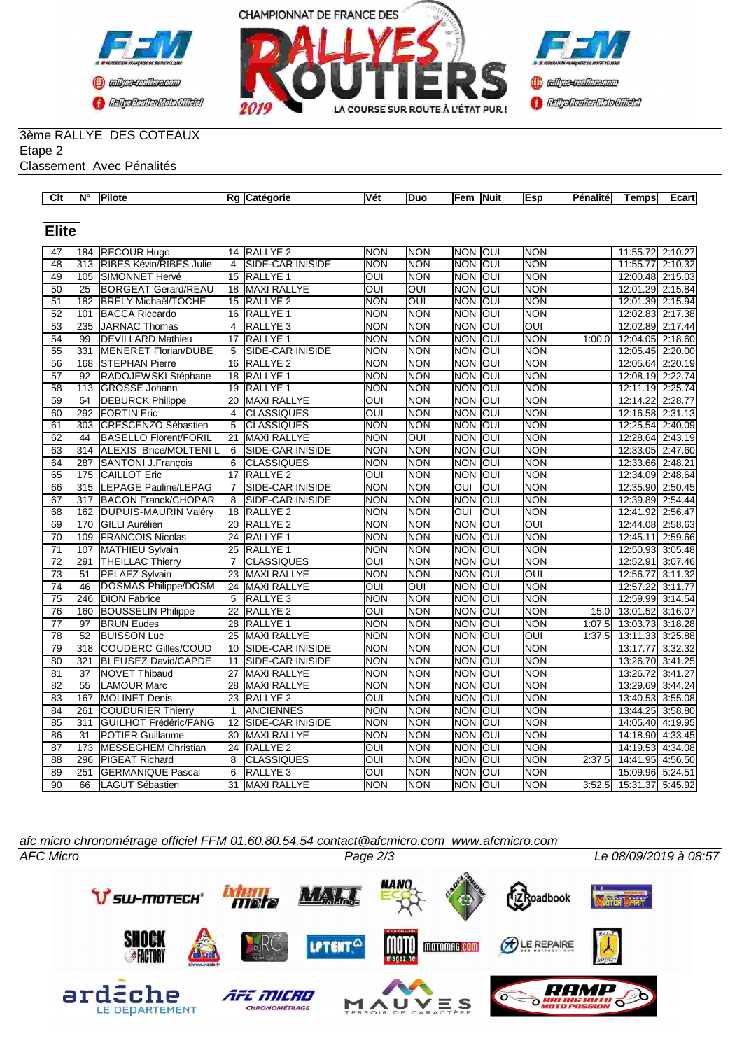3ème RALLYE DES COTEAUX
Etape 2
Classement Avec Pénalités

## Elite

| Clt | N° | Pilote | Rg | Catégorie | Vét | Duo | Fem | Nuit | Esp | Pénalité | Temps | Ecart |
|---|---|---|---|---|---|---|---|---|---|---|---|---|
| 47 | 184 | RECOUR Hugo | 14 | RALLYE 2 | NON | NON | NON | OUI | NON | | 11:55.72 | 2:10.27 |
| 48 | 313 | RIBES Kévin/RIBES Julie | 4 | SIDE-CAR INISIDE | NON | NON | NON | OUI | NON | | 11:55.77 | 2:10.32 |
| 49 | 105 | SIMONNET Hervé | 15 | RALLYE 1 | OUI | NON | NON | OUI | NON | | 12:00.48 | 2:15.03 |
| 50 | 25 | BORGEAT Gerard/REAU | 18 | MAXI RALLYE | OUI | OUI | NON | OUI | NON | | 12:01.29 | 2:15.84 |
| 51 | 182 | BRELY Michaël/TOCHE | 15 | RALLYE 2 | NON | OUI | NON | OUI | NON | | 12:01.39 | 2:15.94 |
| 52 | 101 | BACCA Riccardo | 16 | RALLYE 1 | NON | NON | NON | OUI | NON | | 12:02.83 | 2:17.38 |
| 53 | 235 | JARNAC Thomas | 4 | RALLYE 3 | NON | NON | NON | OUI | OUI | | 12:02.89 | 2:17.44 |
| 54 | 99 | DEVILLARD Mathieu | 17 | RALLYE 1 | NON | NON | NON | OUI | NON | 1:00.0 | 12:04.05 | 2:18.60 |
| 55 | 331 | MENERET Florian/DUBE | 5 | SIDE-CAR INISIDE | NON | NON | NON | OUI | NON | | 12:05.45 | 2:20.00 |
| 56 | 168 | STEPHAN Pierre | 16 | RALLYE 2 | NON | NON | NON | OUI | NON | | 12:05.64 | 2:20.19 |
| 57 | 92 | RADOJEWSKI Stéphane | 18 | RALLYE 1 | NON | NON | NON | OUI | NON | | 12:08.19 | 2:22.74 |
| 58 | 113 | GROSSE Johann | 19 | RALLYE 1 | NON | NON | NON | OUI | NON | | 12:11.19 | 2:25.74 |
| 59 | 54 | DEBURCK Philippe | 20 | MAXI RALLYE | OUI | NON | NON | OUI | NON | | 12:14.22 | 2:28.77 |
| 60 | 292 | FORTIN Eric | 4 | CLASSIQUES | OUI | NON | NON | OUI | NON | | 12:16.58 | 2:31.13 |
| 61 | 303 | CRESCENZO Sébastien | 5 | CLASSIQUES | NON | NON | NON | OUI | NON | | 12:25.54 | 2:40.09 |
| 62 | 44 | BASELLO Florent/FORIL | 21 | MAXI RALLYE | NON | OUI | NON | OUI | NON | | 12:28.64 | 2:43.19 |
| 63 | 314 | ALEXIS Brice/MOLTENI L | 6 | SIDE-CAR INISIDE | NON | NON | NON | OUI | NON | | 12:33.05 | 2:47.60 |
| 64 | 287 | SANTONI J.François | 6 | CLASSIQUES | NON | NON | NON | OUI | NON | | 12:33.66 | 2:48.21 |
| 65 | 175 | CAILLOT Eric | 17 | RALLYE 2 | OUI | NON | NON | OUI | NON | | 12:34.09 | 2:48.64 |
| 66 | 315 | LEPAGE Pauline/LEPAG | 7 | SIDE-CAR INISIDE | NON | NON | OUI | OUI | NON | | 12:35.90 | 2:50.45 |
| 67 | 317 | BACON Franck/CHOPAR | 8 | SIDE-CAR INISIDE | NON | NON | NON | OUI | NON | | 12:39.89 | 2:54.44 |
| 68 | 162 | DUPUIS-MAURIN Valéry | 18 | RALLYE 2 | NON | NON | OUI | OUI | NON | | 12:41.92 | 2:56.47 |
| 69 | 170 | GILLI Aurélien | 20 | RALLYE 2 | NON | NON | NON | OUI | OUI | | 12:44.08 | 2:58.63 |
| 70 | 109 | FRANCOIS Nicolas | 24 | RALLYE 1 | NON | NON | NON | OUI | NON | | 12:45.11 | 2:59.66 |
| 71 | 107 | MATHIEU Sylvain | 25 | RALLYE 1 | NON | NON | NON | OUI | NON | | 12:50.93 | 3:05.48 |
| 72 | 291 | THEILLAC Thierry | 7 | CLASSIQUES | OUI | NON | NON | OUI | NON | | 12:52.91 | 3:07.46 |
| 73 | 51 | PELAEZ Sylvain | 23 | MAXI RALLYE | NON | NON | NON | OUI | OUI | | 12:56.77 | 3:11.32 |
| 74 | 46 | DOSMAS Philippe/DOSM | 24 | MAXI RALLYE | OUI | OUI | NON | OUI | NON | | 12:57.22 | 3:11.77 |
| 75 | 246 | DION Fabrice | 5 | RALLYE 3 | NON | NON | NON | OUI | NON | | 12:59.99 | 3:14.54 |
| 76 | 160 | BOUSSELIN Philippe | 22 | RALLYE 2 | OUI | NON | NON | OUI | NON | 15.0 | 13:01.52 | 3:16.07 |
| 77 | 97 | BRUN Eudes | 28 | RALLYE 1 | NON | NON | NON | OUI | NON | 1:07.5 | 13:03.73 | 3:18.28 |
| 78 | 52 | BUISSON Luc | 25 | MAXI RALLYE | NON | NON | NON | OUI | OUI | 1:37.5 | 13:11.33 | 3:25.88 |
| 79 | 318 | COUDERC Gilles/COUD | 10 | SIDE-CAR INISIDE | NON | NON | NON | OUI | NON | | 13:17.77 | 3:32.32 |
| 80 | 321 | BLEUSEZ David/CAPDE | 11 | SIDE-CAR INISIDE | NON | NON | NON | OUI | NON | | 13:26.70 | 3:41.25 |
| 81 | 37 | NOVET Thibaud | 27 | MAXI RALLYE | NON | NON | NON | OUI | NON | | 13:26.72 | 3:41.27 |
| 82 | 55 | LAMOUR Marc | 28 | MAXI RALLYE | NON | NON | NON | OUI | NON | | 13:29.69 | 3:44.24 |
| 83 | 167 | MOLINET Denis | 23 | RALLYE 2 | OUI | NON | NON | OUI | NON | | 13:40.53 | 3:55.08 |
| 84 | 261 | COUDURIER Thierry | 1 | ANCIENNES | NON | NON | NON | OUI | NON | | 13:44.25 | 3:58.80 |
| 85 | 311 | GUILHOT Frédéric/FANG | 12 | SIDE-CAR INISIDE | NON | NON | NON | OUI | NON | | 14:05.40 | 4:19.95 |
| 86 | 31 | POTIER Guillaume | 30 | MAXI RALLYE | NON | NON | NON | OUI | NON | | 14:18.90 | 4:33.45 |
| 87 | 173 | MESSEGHEM Christian | 24 | RALLYE 2 | OUI | NON | NON | OUI | NON | | 14:19.53 | 4:34.08 |
| 88 | 296 | PIGEAT Richard | 8 | CLASSIQUES | OUI | NON | NON | OUI | NON | 2:37.5 | 14:41.95 | 4:56.50 |
| 89 | 251 | GERMANIQUE Pascal | 6 | RALLYE 3 | OUI | NON | NON | OUI | NON | | 15:09.96 | 5:24.51 |
| 90 | 66 | LAGUT Sébastien | 31 | MAXI RALLYE | NON | NON | NON | OUI | NON | 3:52.5 | 15:31.37 | 5:45.92 |

*afc micro chronométrage officiel FFM 01.60.80.54.54 contact@afcmicro.com www.afcmicro.com*

AFC Micro — Le 08/09/2019 à 08:57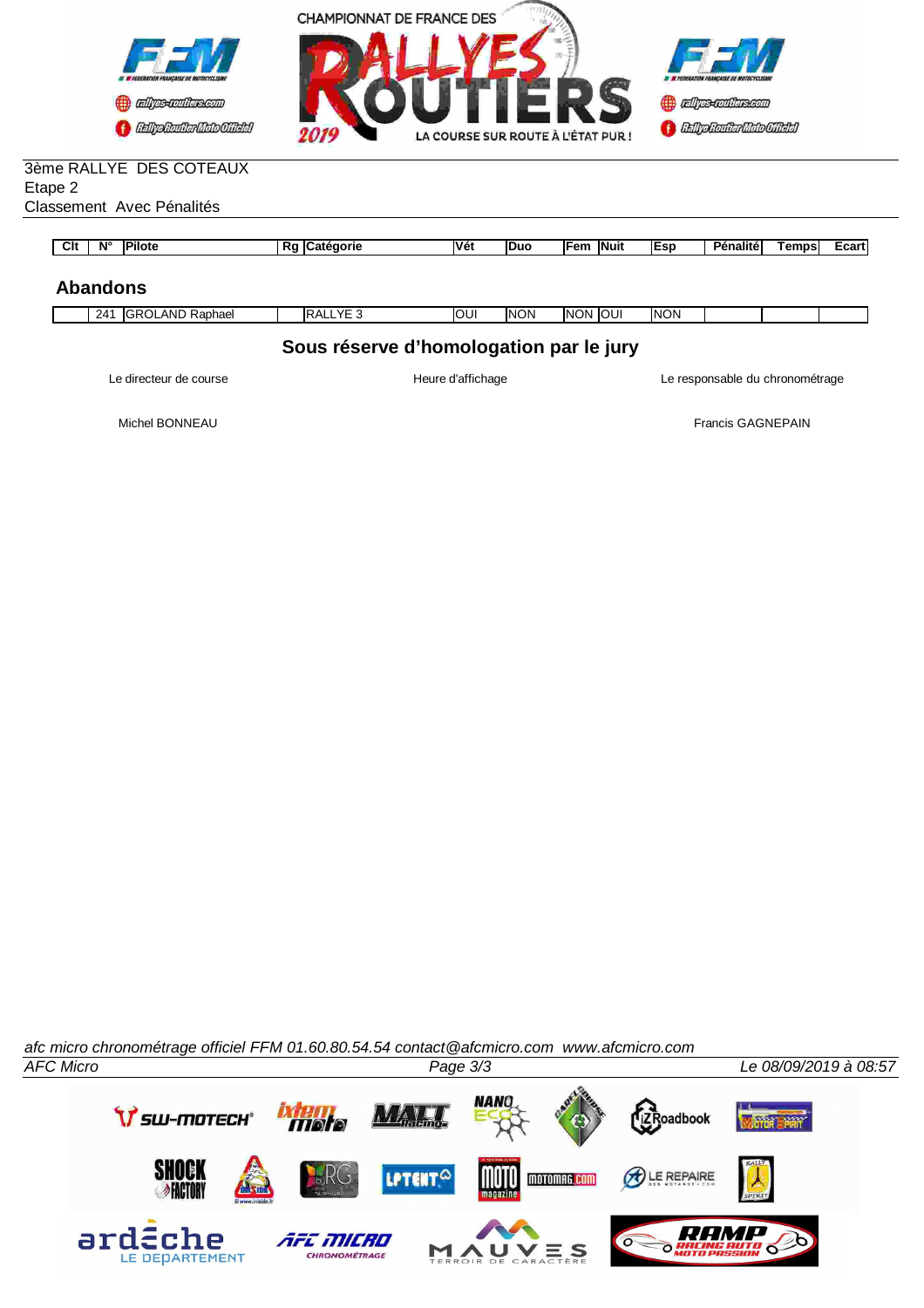3ème RALLYE DES COTEAUX
Etape 2
Classement Avec Pénalités

| Clt | N° | Pilote | Rg | Catégorie | Vét | Duo | Fem | Nuit | Esp | Pénalité | Temps | Ecart |
|---|---|---|---|---|---|---|---|---|---|---|---|---|

## Abandons

| Clt | N° | Pilote | Rg | Catégorie | Vét | Duo | Fem | Nuit | Esp | Pénalité | Temps | Ecart |
|---|---|---|---|---|---|---|---|---|---|---|---|---|
| | 241 | GROLAND Raphael | | RALLYE 3 | OUI | NON | NON | OUI | NON | | | |

### Sous réserve d'homologation par le jury

Le directeur de course — Heure d'affichage — Le responsable du chronométrage

Michel BONNEAU — Francis GAGNEPAIN

*afc micro chronométrage officiel FFM 01.60.80.54.54 contact@afcmicro.com www.afcmicro.com*

*AFC Micro* — *Le 08/09/2019 à 08:57*